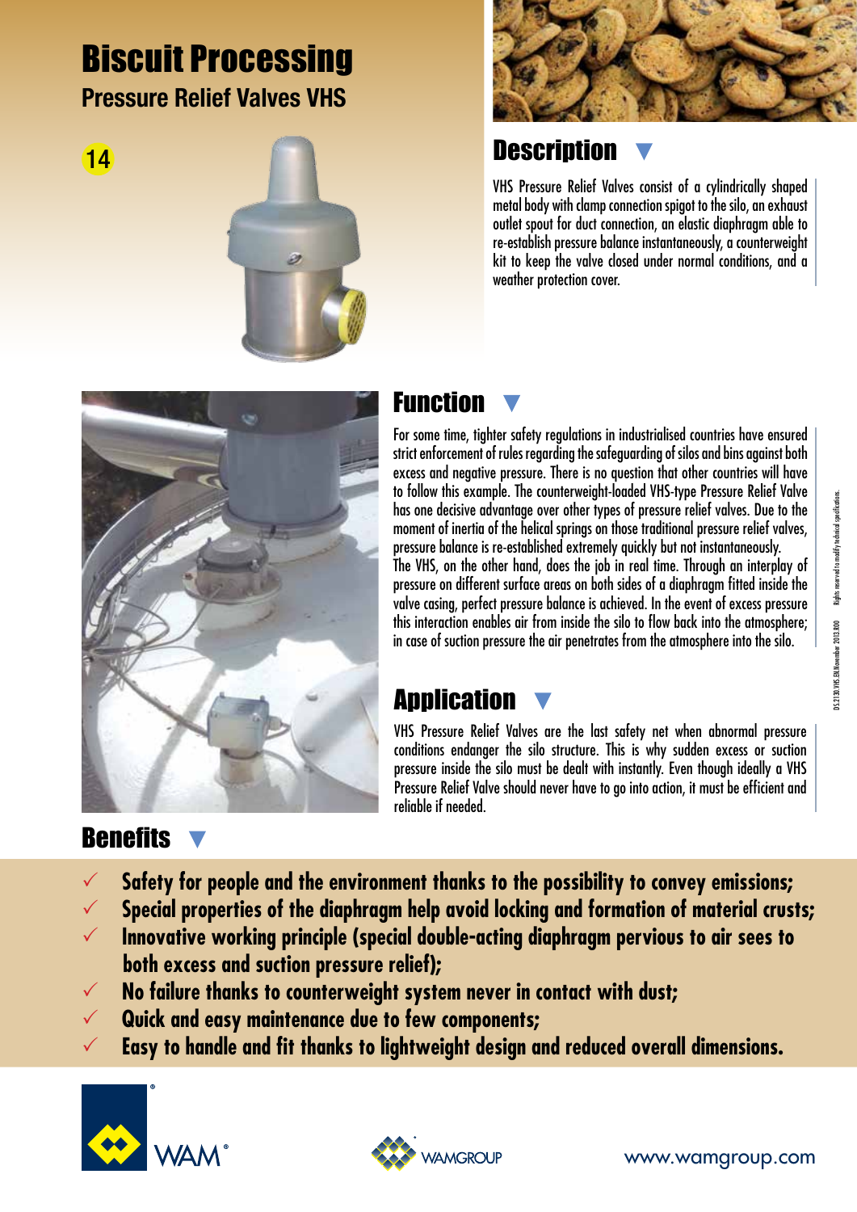# Biscuit Processing

## Pressure Relief Valves VHS

14

## Description

VHS Pressure Relief Valves consist of a cylindrically shaped metal body with clamp connection spigot to the silo, an exhaust outlet spout for duct connection, an elastic diaphragm able to re-establish pressure balance instantaneously, a counterweight kit to keep the valve closed under normal conditions, and a weather protection cover.

## Function

For some time, tighter safety regulations in industrialised countries have ensured strict enforcement of rules regarding the safeguarding of silos and bins against both excess and negative pressure. There is no question that other countries will have to follow this example. The counterweight-loaded VHS-type Pressure Relief Valve has one decisive advantage over other types of pressure relief valves. Due to the moment of inertia of the helical springs on those traditional pressure relief valves, pressure balance is re-established extremely quickly but not instantaneously.
The VHS, on the other hand, does the job in real time. Through an interplay of pressure on different surface areas on both sides of a diaphragm fitted inside the valve casing, perfect pressure balance is achieved. In the event of excess pressure this interaction enables air from inside the silo to flow back into the atmosphere; in case of suction pressure the air penetrates from the atmosphere into the silo.

## Application

VHS Pressure Relief Valves are the last safety net when abnormal pressure conditions endanger the silo structure. This is why sudden excess or suction pressure inside the silo must be dealt with instantly. Even though ideally a VHS Pressure Relief Valve should never have to go into action, it must be efficient and reliable if needed.

## Benefits

- **Safety for people and the environment thanks to the possibility to convey emissions;**
- **Special properties of the diaphragm help avoid locking and formation of material crusts;**
- **Innovative working principle (special double-acting diaphragm pervious to air sees to both excess and suction pressure relief);**
- **No failure thanks to counterweight system never in contact with dust;**
- **Quick and easy maintenance due to few components;**
- **Easy to handle and fit thanks to lightweight design and reduced overall dimensions.**

DS.2130.VHS.BK November 2013.000 — Rights reserved to modify technical specifications.

WAM® WAMGROUP®

www.wamgroup.com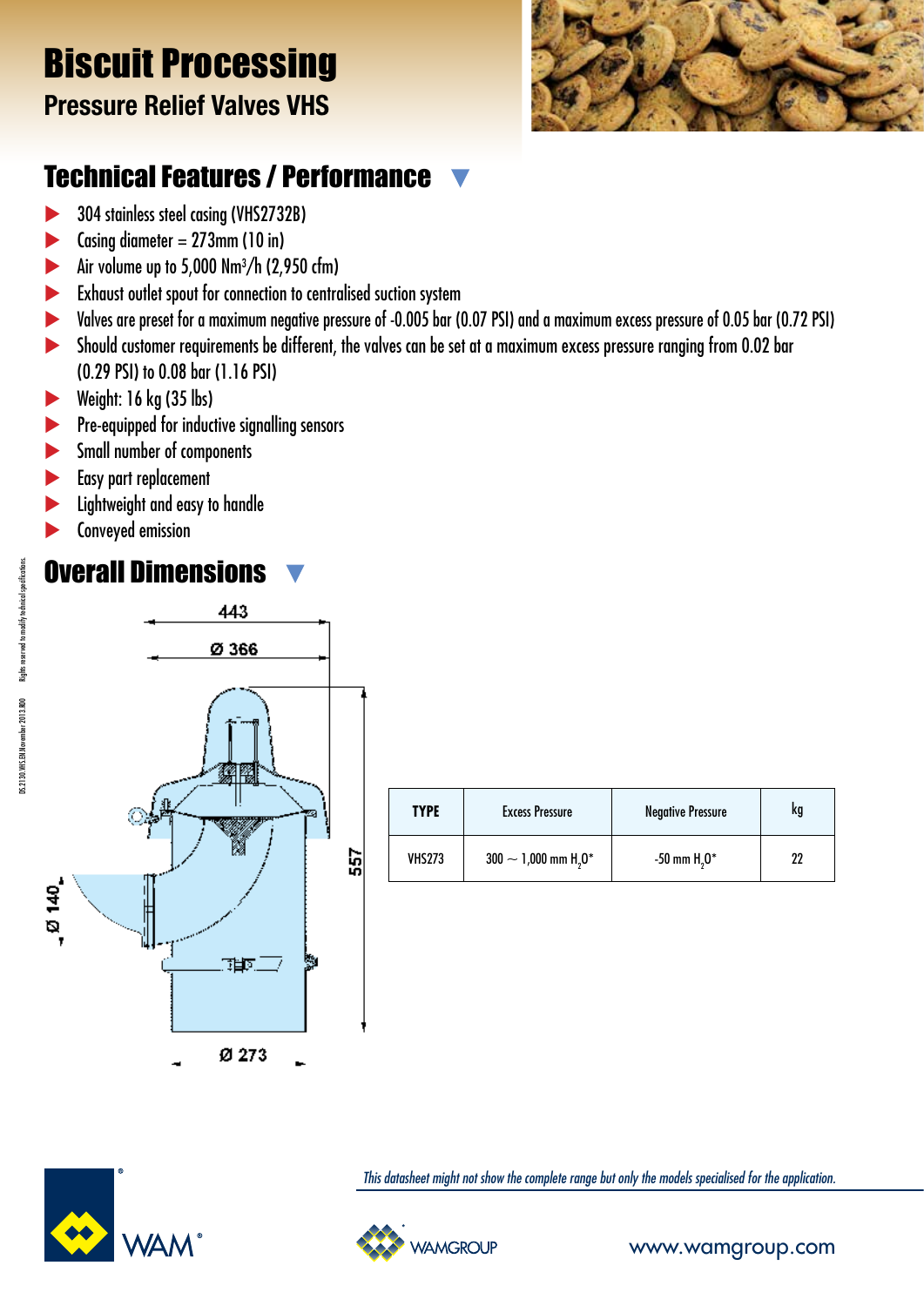# Biscuit Processing

## Pressure Relief Valves VHS

## Technical Features / Performance

- 304 stainless steel casing (VHS2732B)
- Casing diameter = 273mm (10 in)
- Air volume up to 5,000 Nm³/h (2,950 cfm)
- Exhaust outlet spout for connection to centralised suction system
- Valves are preset for a maximum negative pressure of -0.005 bar (0.07 PSI) and a maximum excess pressure of 0.05 bar (0.72 PSI)
- Should customer requirements be different, the valves can be set at a maximum excess pressure ranging from 0.02 bar (0.29 PSI) to 0.08 bar (1.16 PSI)
- Weight: 16 kg (35 lbs)
- Pre-equipped for inductive signalling sensors
- Small number of components
- Easy part replacement
- Lightweight and easy to handle
- Conveyed emission

## Overall Dimensions

443
Ø 366
557
Ø 140
Ø 273

| TYPE | Excess Pressure | Negative Pressure | kg |
|---|---|---|---|
| VHS273 | 300 ~ 1,000 mm $H_2O$* | -50 mm $H_2O$* | 22 |

*This datasheet might not show the complete range but only the models specialised for the application.*

WAM® WAMGROUP www.wamgroup.com